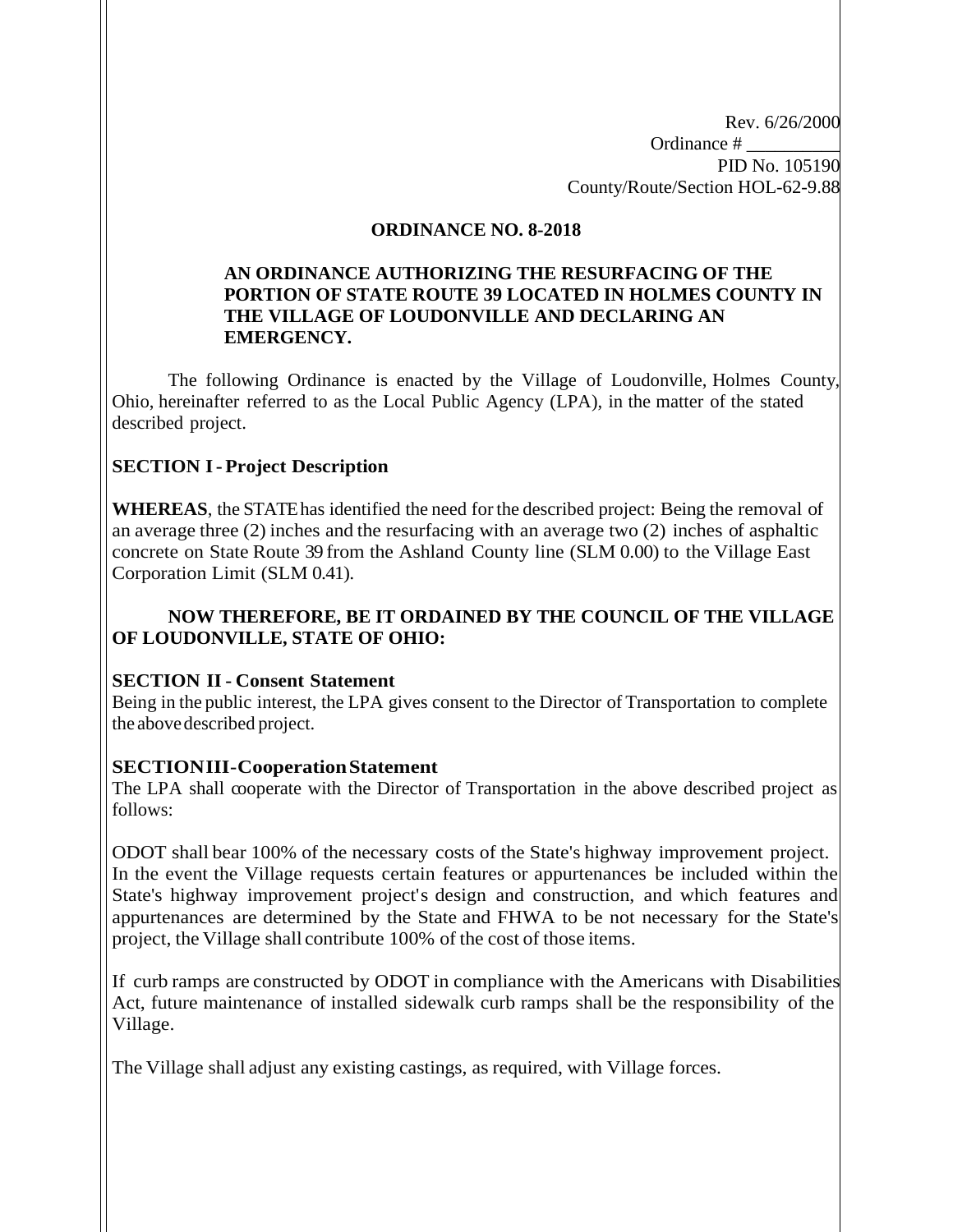Rev. 6/26/2000
Ordinance # __________
PID No. 105190
County/Route/Section HOL-62-9.88

**ORDINANCE NO. 8-2018**

**AN ORDINANCE AUTHORIZING THE RESURFACING OF THE PORTION OF STATE ROUTE 39 LOCATED IN HOLMES COUNTY IN THE VILLAGE OF LOUDONVILLE AND DECLARING AN EMERGENCY.**

The following Ordinance is enacted by the Village of Loudonville, Holmes County, Ohio, hereinafter referred to as the Local Public Agency (LPA), in the matter of the stated described project.

**SECTION I - Project Description**

**WHEREAS**, the STATE has identified the need for the described project: Being the removal of an average three (2) inches and the resurfacing with an average two (2) inches of asphaltic concrete on State Route 39 from the Ashland County line (SLM 0.00) to the Village East Corporation Limit (SLM 0.41).

**NOW THEREFORE, BE IT ORDAINED BY THE COUNCIL OF THE VILLAGE OF LOUDONVILLE, STATE OF OHIO:**

**SECTION II - Consent Statement**
Being in the public interest, the LPA gives consent to the Director of Transportation to complete the above described project.

**SECTION III - Cooperation Statement**
The LPA shall cooperate with the Director of Transportation in the above described project as follows:

ODOT shall bear 100% of the necessary costs of the State's highway improvement project. In the event the Village requests certain features or appurtenances be included within the State's highway improvement project's design and construction, and which features and appurtenances are determined by the State and FHWA to be not necessary for the State's project, the Village shall contribute 100% of the cost of those items.

If curb ramps are constructed by ODOT in compliance with the Americans with Disabilities Act, future maintenance of installed sidewalk curb ramps shall be the responsibility of the Village.

The Village shall adjust any existing castings, as required, with Village forces.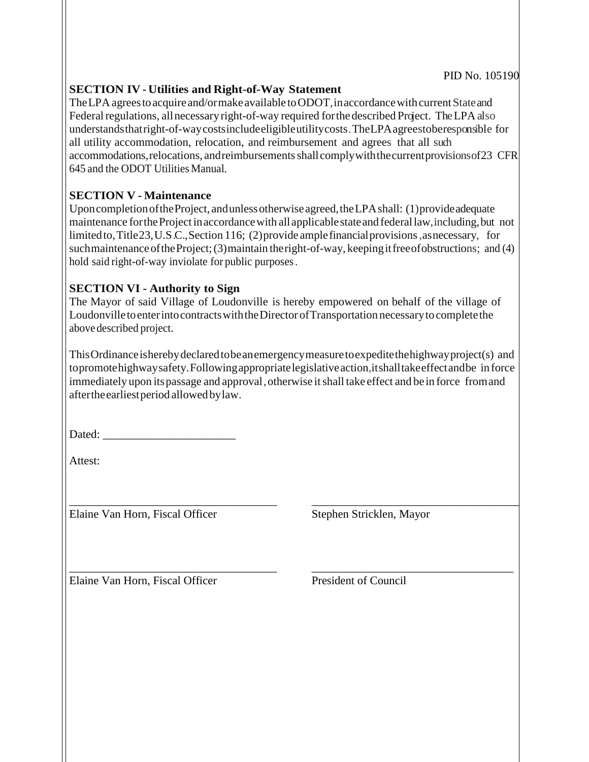PID No. 105190

**SECTION IV - Utilities and Right-of-Way Statement**

The LPA agrees to acquire and/or make available to ODOT, in accordance with current State and Federal regulations, all necessary right-of-way required for the described Project. The LPA also understands that right-of-way costs include eligible utility costs. The LPA agrees to be responsible for all utility accommodation, relocation, and reimbursement and agrees that all such accommodations, relocations, and reimbursements shall comply with the current provisions of 23 CFR 645 and the ODOT Utilities Manual.

**SECTION V - Maintenance**

Upon completion of the Project, and unless otherwise agreed, the LPA shall: (1) provide adequate maintenance for the Project in accordance with all applicable state and federal law, including, but not limited to, Title 23, U.S.C., Section 116; (2) provide ample financial provisions, as necessary, for such maintenance of the Project; (3) maintain the right-of-way, keeping it free of obstructions; and (4) hold said right-of-way inviolate for public purposes.

**SECTION VI - Authority to Sign**

The Mayor of said Village of Loudonville is hereby empowered on behalf of the village of Loudonville to enter into contracts with the Director of Transportation necessary to complete the above described project.

This Ordinance is hereby declared to be an emergency measure to expedite the highway project(s) and to promote highway safety. Following appropriate legislative action, it shall take effect and be in force immediately upon its passage and approval, otherwise it shall take effect and be in force from and after the earliest period allowed by law.

Dated: ______________________

Attest:

___________________________________ ___________________________________

Elaine Van Horn, Fiscal Officer Stephen Stricklen, Mayor

___________________________________ ___________________________________

Elaine Van Horn, Fiscal Officer President of Council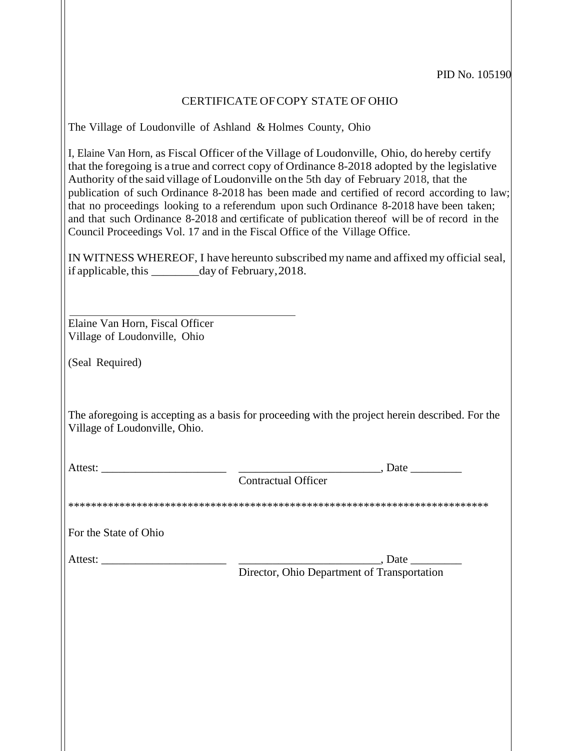PID No. 105190

CERTIFICATE OF COPY STATE OF OHIO

The Village of Loudonville of Ashland & Holmes County, Ohio

I, Elaine Van Horn, as Fiscal Officer of the Village of Loudonville, Ohio, do hereby certify that the foregoing is a true and correct copy of Ordinance 8-2018 adopted by the legislative Authority of the said village of Loudonville on the 5th day of February 2018, that the publication of such Ordinance 8-2018 has been made and certified of record according to law; that no proceedings looking to a referendum upon such Ordinance 8-2018 have been taken; and that such Ordinance 8-2018 and certificate of publication thereof will be of record in the Council Proceedings Vol. 17 and in the Fiscal Office of the Village Office.

IN WITNESS WHEREOF, I have hereunto subscribed my name and affixed my official seal, if applicable, this ________day of February, 2018.

________________________________________
Elaine Van Horn, Fiscal Officer
Village of Loudonville, Ohio

(Seal Required)

The aforegoing is accepting as a basis for proceeding with the project herein described. For the Village of Loudonville, Ohio.

Attest: ______________________ _________________________, Date _________
Contractual Officer

***************************************************************************

For the State of Ohio

Attest: ______________________ _________________________, Date _________
Director, Ohio Department of Transportation